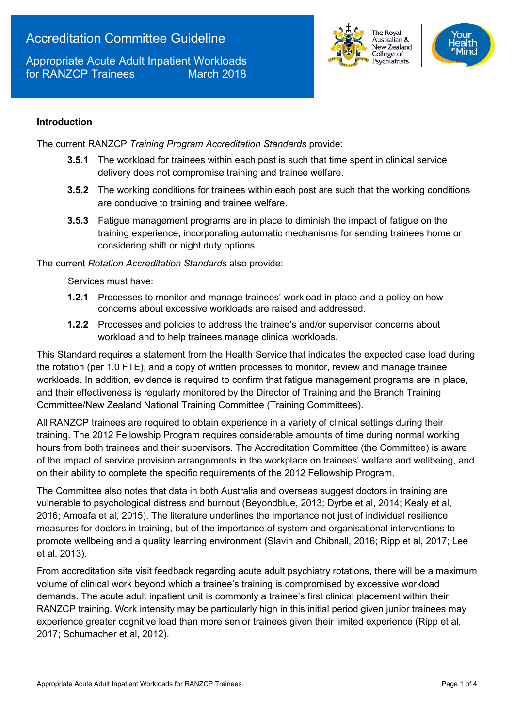# Accreditation Committee Guideline

## Appropriate Acute Adult Inpatient Workloads for RANZCP Trainees — March 2018

### Introduction

The current RANZCP *Training Program Accreditation Standards* provide:

**3.5.1** The workload for trainees within each post is such that time spent in clinical service delivery does not compromise training and trainee welfare.

**3.5.2** The working conditions for trainees within each post are such that the working conditions are conducive to training and trainee welfare.

**3.5.3** Fatigue management programs are in place to diminish the impact of fatigue on the training experience, incorporating automatic mechanisms for sending trainees home or considering shift or night duty options.

The current *Rotation Accreditation Standards* also provide:

Services must have:

**1.2.1** Processes to monitor and manage trainees' workload in place and a policy on how concerns about excessive workloads are raised and addressed.

**1.2.2** Processes and policies to address the trainee's and/or supervisor concerns about workload and to help trainees manage clinical workloads.

This Standard requires a statement from the Health Service that indicates the expected case load during the rotation (per 1.0 FTE), and a copy of written processes to monitor, review and manage trainee workloads. In addition, evidence is required to confirm that fatigue management programs are in place, and their effectiveness is regularly monitored by the Director of Training and the Branch Training Committee/New Zealand National Training Committee (Training Committees).

All RANZCP trainees are required to obtain experience in a variety of clinical settings during their training. The 2012 Fellowship Program requires considerable amounts of time during normal working hours from both trainees and their supervisors. The Accreditation Committee (the Committee) is aware of the impact of service provision arrangements in the workplace on trainees' welfare and wellbeing, and on their ability to complete the specific requirements of the 2012 Fellowship Program.

The Committee also notes that data in both Australia and overseas suggest doctors in training are vulnerable to psychological distress and burnout (Beyondblue, 2013; Dyrbe et al, 2014; Kealy et al, 2016; Amoafa et al, 2015). The literature underlines the importance not just of individual resilience measures for doctors in training, but of the importance of system and organisational interventions to promote wellbeing and a quality learning environment (Slavin and Chibnall, 2016; Ripp et al, 2017; Lee et al, 2013).

From accreditation site visit feedback regarding acute adult psychiatry rotations, there will be a maximum volume of clinical work beyond which a trainee's training is compromised by excessive workload demands. The acute adult inpatient unit is commonly a trainee's first clinical placement within their RANZCP training. Work intensity may be particularly high in this initial period given junior trainees may experience greater cognitive load than more senior trainees given their limited experience (Ripp et al, 2017; Schumacher et al, 2012).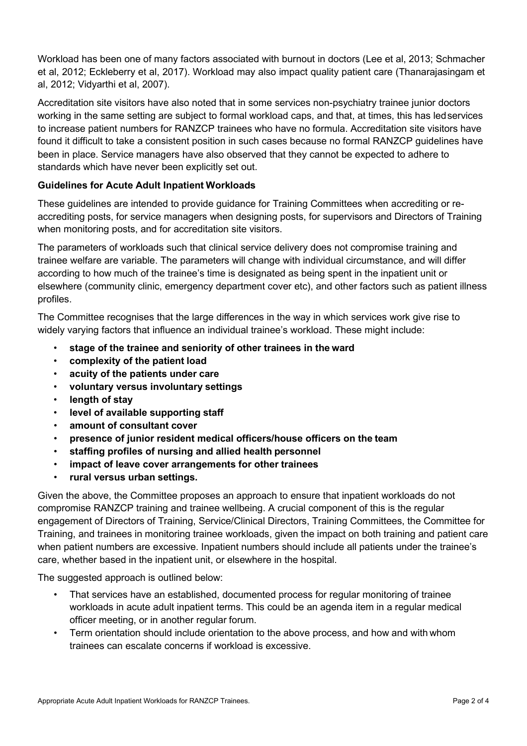Workload has been one of many factors associated with burnout in doctors (Lee et al, 2013; Schmacher et al, 2012; Eckleberry et al, 2017). Workload may also impact quality patient care (Thanarajasingam et al, 2012; Vidyarthi et al, 2007).

Accreditation site visitors have also noted that in some services non-psychiatry trainee junior doctors working in the same setting are subject to formal workload caps, and that, at times, this has ledservices to increase patient numbers for RANZCP trainees who have no formula. Accreditation site visitors have found it difficult to take a consistent position in such cases because no formal RANZCP guidelines have been in place. Service managers have also observed that they cannot be expected to adhere to standards which have never been explicitly set out.

**Guidelines for Acute Adult Inpatient Workloads**

These guidelines are intended to provide guidance for Training Committees when accrediting or re-accrediting posts, for service managers when designing posts, for supervisors and Directors of Training when monitoring posts, and for accreditation site visitors.

The parameters of workloads such that clinical service delivery does not compromise training and trainee welfare are variable. The parameters will change with individual circumstance, and will differ according to how much of the trainee's time is designated as being spent in the inpatient unit or elsewhere (community clinic, emergency department cover etc), and other factors such as patient illness profiles.

The Committee recognises that the large differences in the way in which services work give rise to widely varying factors that influence an individual trainee's workload. These might include:

- **stage of the trainee and seniority of other trainees in the ward**
- **complexity of the patient load**
- **acuity of the patients under care**
- **voluntary versus involuntary settings**
- **length of stay**
- **level of available supporting staff**
- **amount of consultant cover**
- **presence of junior resident medical officers/house officers on the team**
- **staffing profiles of nursing and allied health personnel**
- **impact of leave cover arrangements for other trainees**
- **rural versus urban settings.**

Given the above, the Committee proposes an approach to ensure that inpatient workloads do not compromise RANZCP training and trainee wellbeing. A crucial component of this is the regular engagement of Directors of Training, Service/Clinical Directors, Training Committees, the Committee for Training, and trainees in monitoring trainee workloads, given the impact on both training and patient care when patient numbers are excessive. Inpatient numbers should include all patients under the trainee's care, whether based in the inpatient unit, or elsewhere in the hospital.

The suggested approach is outlined below:

- That services have an established, documented process for regular monitoring of trainee workloads in acute adult inpatient terms. This could be an agenda item in a regular medical officer meeting, or in another regular forum.
- Term orientation should include orientation to the above process, and how and with whom trainees can escalate concerns if workload is excessive.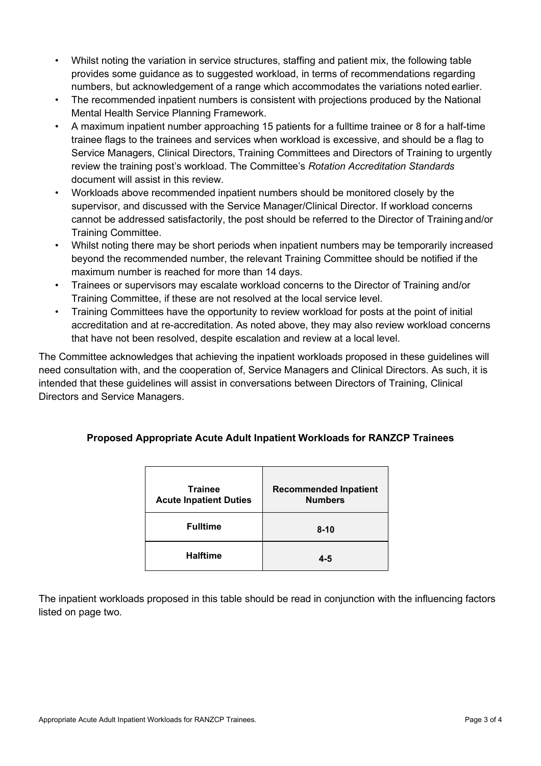- Whilst noting the variation in service structures, staffing and patient mix, the following table provides some guidance as to suggested workload, in terms of recommendations regarding numbers, but acknowledgement of a range which accommodates the variations noted earlier.
- The recommended inpatient numbers is consistent with projections produced by the National Mental Health Service Planning Framework.
- A maximum inpatient number approaching 15 patients for a fulltime trainee or 8 for a half-time trainee flags to the trainees and services when workload is excessive, and should be a flag to Service Managers, Clinical Directors, Training Committees and Directors of Training to urgently review the training post's workload. The Committee's *Rotation Accreditation Standards* document will assist in this review.
- Workloads above recommended inpatient numbers should be monitored closely by the supervisor, and discussed with the Service Manager/Clinical Director. If workload concerns cannot be addressed satisfactorily, the post should be referred to the Director of Training and/or Training Committee.
- Whilst noting there may be short periods when inpatient numbers may be temporarily increased beyond the recommended number, the relevant Training Committee should be notified if the maximum number is reached for more than 14 days.
- Trainees or supervisors may escalate workload concerns to the Director of Training and/or Training Committee, if these are not resolved at the local service level.
- Training Committees have the opportunity to review workload for posts at the point of initial accreditation and at re-accreditation. As noted above, they may also review workload concerns that have not been resolved, despite escalation and review at a local level.

The Committee acknowledges that achieving the inpatient workloads proposed in these guidelines will need consultation with, and the cooperation of, Service Managers and Clinical Directors. As such, it is intended that these guidelines will assist in conversations between Directors of Training, Clinical Directors and Service Managers.

**Proposed Appropriate Acute Adult Inpatient Workloads for RANZCP Trainees**

| Trainee Acute Inpatient Duties | Recommended Inpatient Numbers |
|---|---|
| **Fulltime** | **8-10** |
| **Halftime** | **4-5** |

The inpatient workloads proposed in this table should be read in conjunction with the influencing factors listed on page two.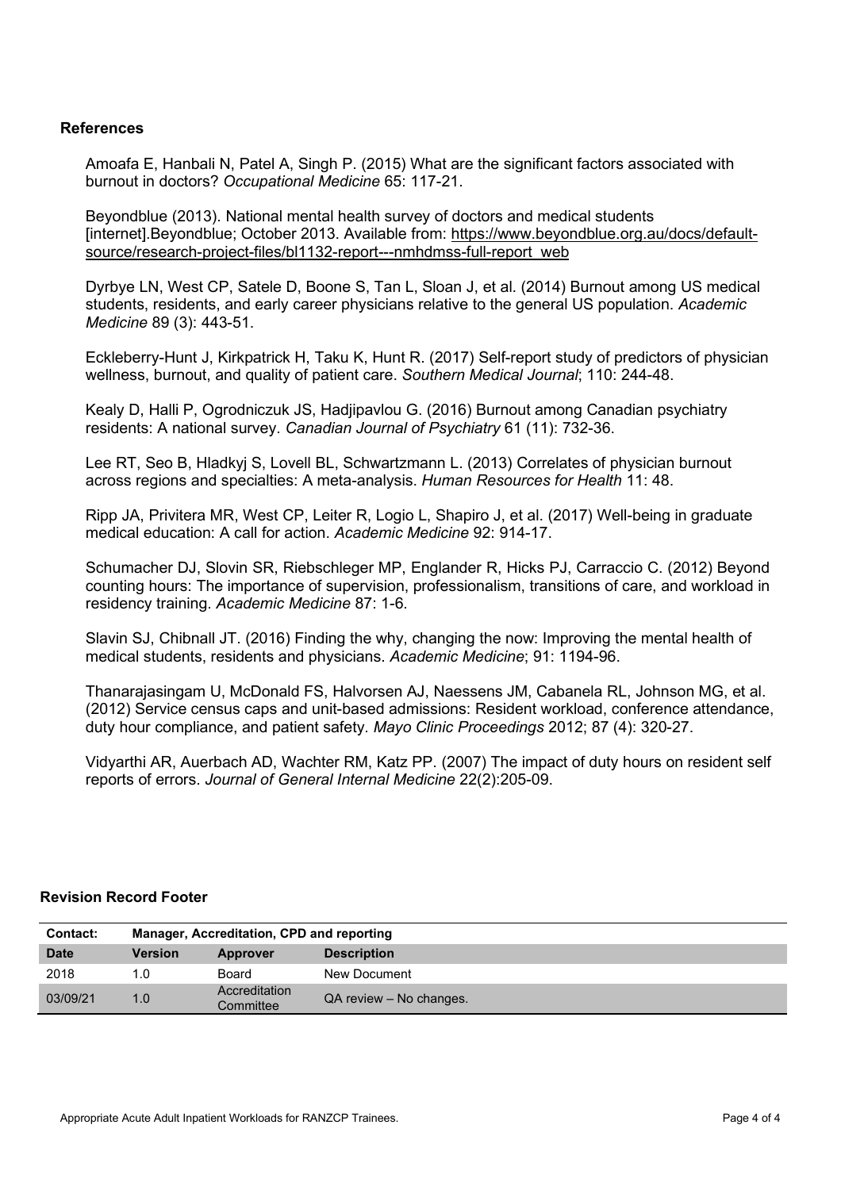## References

Amoafa E, Hanbali N, Patel A, Singh P. (2015) What are the significant factors associated with burnout in doctors? *Occupational Medicine* 65: 117-21.

Beyondblue (2013). National mental health survey of doctors and medical students [internet].Beyondblue; October 2013. Available from: https://www.beyondblue.org.au/docs/default-source/research-project-files/bl1132-report---nmhdmss-full-report_web

Dyrbye LN, West CP, Satele D, Boone S, Tan L, Sloan J, et al. (2014) Burnout among US medical students, residents, and early career physicians relative to the general US population. *Academic Medicine* 89 (3): 443-51.

Eckleberry-Hunt J, Kirkpatrick H, Taku K, Hunt R. (2017) Self-report study of predictors of physician wellness, burnout, and quality of patient care. *Southern Medical Journal*; 110: 244-48.

Kealy D, Halli P, Ogrodniczuk JS, Hadjipavlou G. (2016) Burnout among Canadian psychiatry residents: A national survey. *Canadian Journal of Psychiatry* 61 (11): 732-36.

Lee RT, Seo B, Hladkyj S, Lovell BL, Schwartzmann L. (2013) Correlates of physician burnout across regions and specialties: A meta-analysis. *Human Resources for Health* 11: 48.

Ripp JA, Privitera MR, West CP, Leiter R, Logio L, Shapiro J, et al. (2017) Well-being in graduate medical education: A call for action. *Academic Medicine* 92: 914-17.

Schumacher DJ, Slovin SR, Riebschleger MP, Englander R, Hicks PJ, Carraccio C. (2012) Beyond counting hours: The importance of supervision, professionalism, transitions of care, and workload in residency training. *Academic Medicine* 87: 1-6.

Slavin SJ, Chibnall JT. (2016) Finding the why, changing the now: Improving the mental health of medical students, residents and physicians. *Academic Medicine*; 91: 1194-96.

Thanarajasingam U, McDonald FS, Halvorsen AJ, Naessens JM, Cabanela RL, Johnson MG, et al. (2012) Service census caps and unit-based admissions: Resident workload, conference attendance, duty hour compliance, and patient safety. *Mayo Clinic Proceedings* 2012; 87 (4): 320-27.

Vidyarthi AR, Auerbach AD, Wachter RM, Katz PP. (2007) The impact of duty hours on resident self reports of errors. *Journal of General Internal Medicine* 22(2):205-09.

### Revision Record Footer

| **Contact:** | **Manager, Accreditation, CPD and reporting** | | |
|---|---|---|---|
| **Date** | **Version** | **Approver** | **Description** |
| 2018 | 1.0 | Board | New Document |
| 03/09/21 | 1.0 | Accreditation Committee | QA review – No changes. |